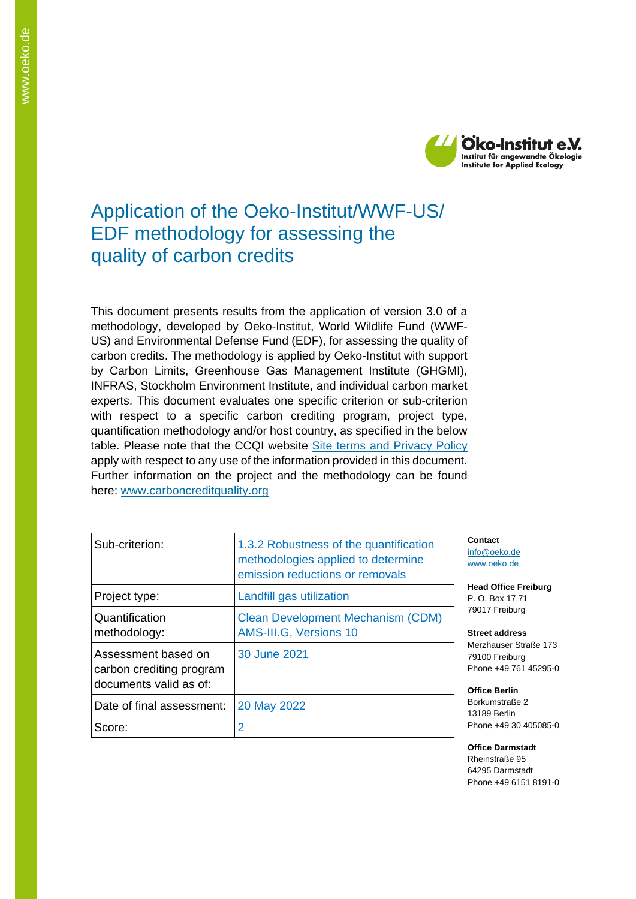# Application of the Oeko-Institut/WWF-US/ EDF methodology for assessing the quality of carbon credits

This document presents results from the application of version 3.0 of a methodology, developed by Oeko-Institut, World Wildlife Fund (WWF-US) and Environmental Defense Fund (EDF), for assessing the quality of carbon credits. The methodology is applied by Oeko-Institut with support by Carbon Limits, Greenhouse Gas Management Institute (GHGMI), INFRAS, Stockholm Environment Institute, and individual carbon market experts. This document evaluates one specific criterion or sub-criterion with respect to a specific carbon crediting program, project type, quantification methodology and/or host country, as specified in the below table. Please note that the CCQI website [Site terms and Privacy Policy] apply with respect to any use of the information provided in this document. Further information on the project and the methodology can be found here: www.carboncreditquality.org

| | |
|---|---|
| Sub-criterion: | 1.3.2 Robustness of the quantification methodologies applied to determine emission reductions or removals |
| Project type: | Landfill gas utilization |
| Quantification methodology: | Clean Development Mechanism (CDM) AMS-III.G, Versions 10 |
| Assessment based on carbon crediting program documents valid as of: | 30 June 2021 |
| Date of final assessment: | 20 May 2022 |
| Score: | 2 |

**Contact**
info@oeko.de
www.oeko.de

**Head Office Freiburg**
P. O. Box 17 71
79017 Freiburg

**Street address**
Merzhauser Straße 173
79100 Freiburg
Phone +49 761 45295-0

**Office Berlin**
Borkumstraße 2
13189 Berlin
Phone +49 30 405085-0

**Office Darmstadt**
Rheinstraße 95
64295 Darmstadt
Phone +49 6151 8191-0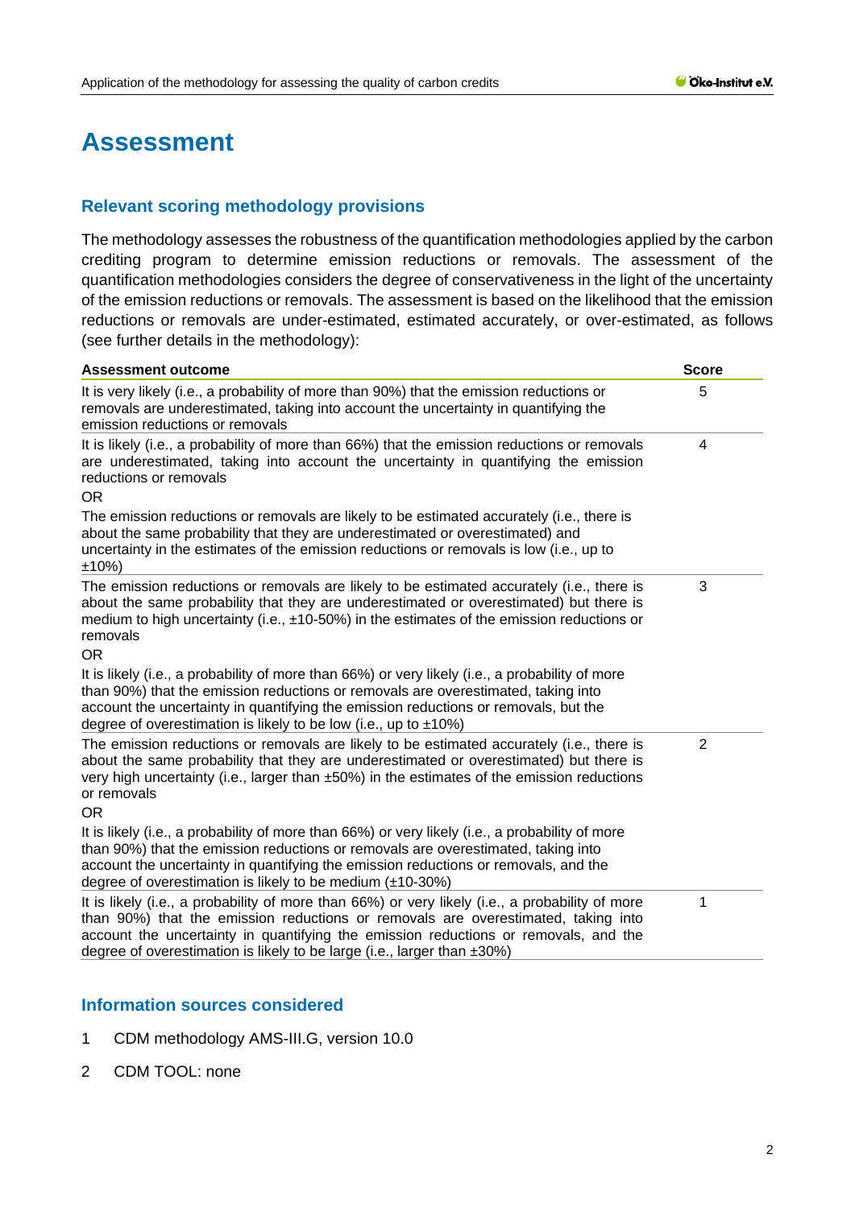# Assessment

## Relevant scoring methodology provisions

The methodology assesses the robustness of the quantification methodologies applied by the carbon crediting program to determine emission reductions or removals. The assessment of the quantification methodologies considers the degree of conservativeness in the light of the uncertainty of the emission reductions or removals. The assessment is based on the likelihood that the emission reductions or removals are under-estimated, estimated accurately, or over-estimated, as follows (see further details in the methodology):

| Assessment outcome | Score |
|---|---|
| It is very likely (i.e., a probability of more than 90%) that the emission reductions or removals are underestimated, taking into account the uncertainty in quantifying the emission reductions or removals | 5 |
| It is likely (i.e., a probability of more than 66%) that the emission reductions or removals are underestimated, taking into account the uncertainty in quantifying the emission reductions or removals<br>OR<br>The emission reductions or removals are likely to be estimated accurately (i.e., there is about the same probability that they are underestimated or overestimated) and uncertainty in the estimates of the emission reductions or removals is low (i.e., up to ±10%) | 4 |
| The emission reductions or removals are likely to be estimated accurately (i.e., there is about the same probability that they are underestimated or overestimated) but there is medium to high uncertainty (i.e., ±10-50%) in the estimates of the emission reductions or removals<br>OR<br>It is likely (i.e., a probability of more than 66%) or very likely (i.e., a probability of more than 90%) that the emission reductions or removals are overestimated, taking into account the uncertainty in quantifying the emission reductions or removals, but the degree of overestimation is likely to be low (i.e., up to ±10%) | 3 |
| The emission reductions or removals are likely to be estimated accurately (i.e., there is about the same probability that they are underestimated or overestimated) but there is very high uncertainty (i.e., larger than ±50%) in the estimates of the emission reductions or removals<br>OR<br>It is likely (i.e., a probability of more than 66%) or very likely (i.e., a probability of more than 90%) that the emission reductions or removals are overestimated, taking into account the uncertainty in quantifying the emission reductions or removals, and the degree of overestimation is likely to be medium (±10-30%) | 2 |
| It is likely (i.e., a probability of more than 66%) or very likely (i.e., a probability of more than 90%) that the emission reductions or removals are overestimated, taking into account the uncertainty in quantifying the emission reductions or removals, and the degree of overestimation is likely to be large (i.e., larger than ±30%) | 1 |

## Information sources considered

1. CDM methodology AMS-III.G, version 10.0
2. CDM TOOL: none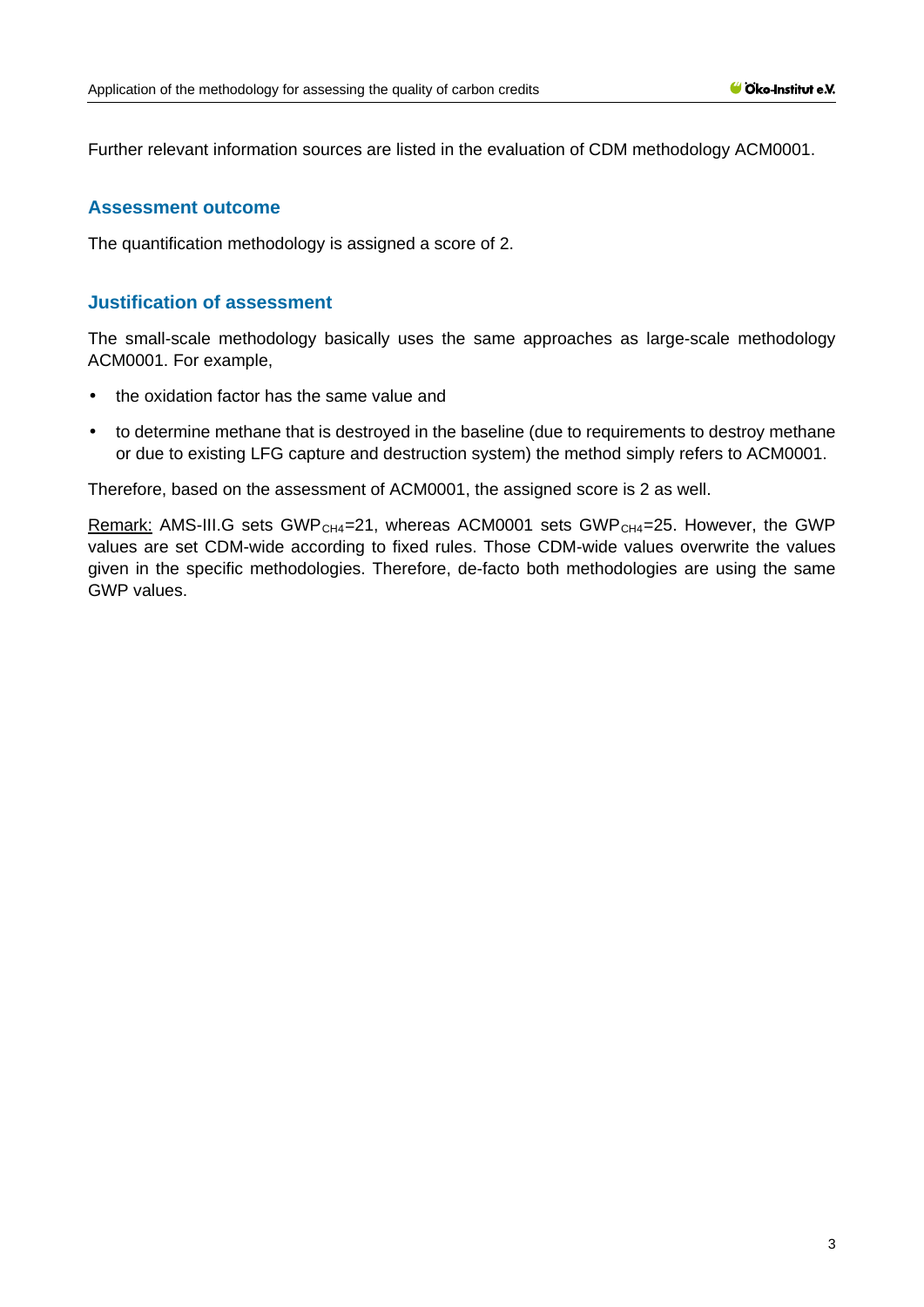Further relevant information sources are listed in the evaluation of CDM methodology ACM0001.

## Assessment outcome

The quantification methodology is assigned a score of 2.

## Justification of assessment

The small-scale methodology basically uses the same approaches as large-scale methodology ACM0001. For example,

- the oxidation factor has the same value and
- to determine methane that is destroyed in the baseline (due to requirements to destroy methane or due to existing LFG capture and destruction system) the method simply refers to ACM0001.

Therefore, based on the assessment of ACM0001, the assigned score is 2 as well.

Remark: AMS-III.G sets $GWP_{CH4}$=21, whereas ACM0001 sets $GWP_{CH4}$=25. However, the GWP values are set CDM-wide according to fixed rules. Those CDM-wide values overwrite the values given in the specific methodologies. Therefore, de-facto both methodologies are using the same GWP values.